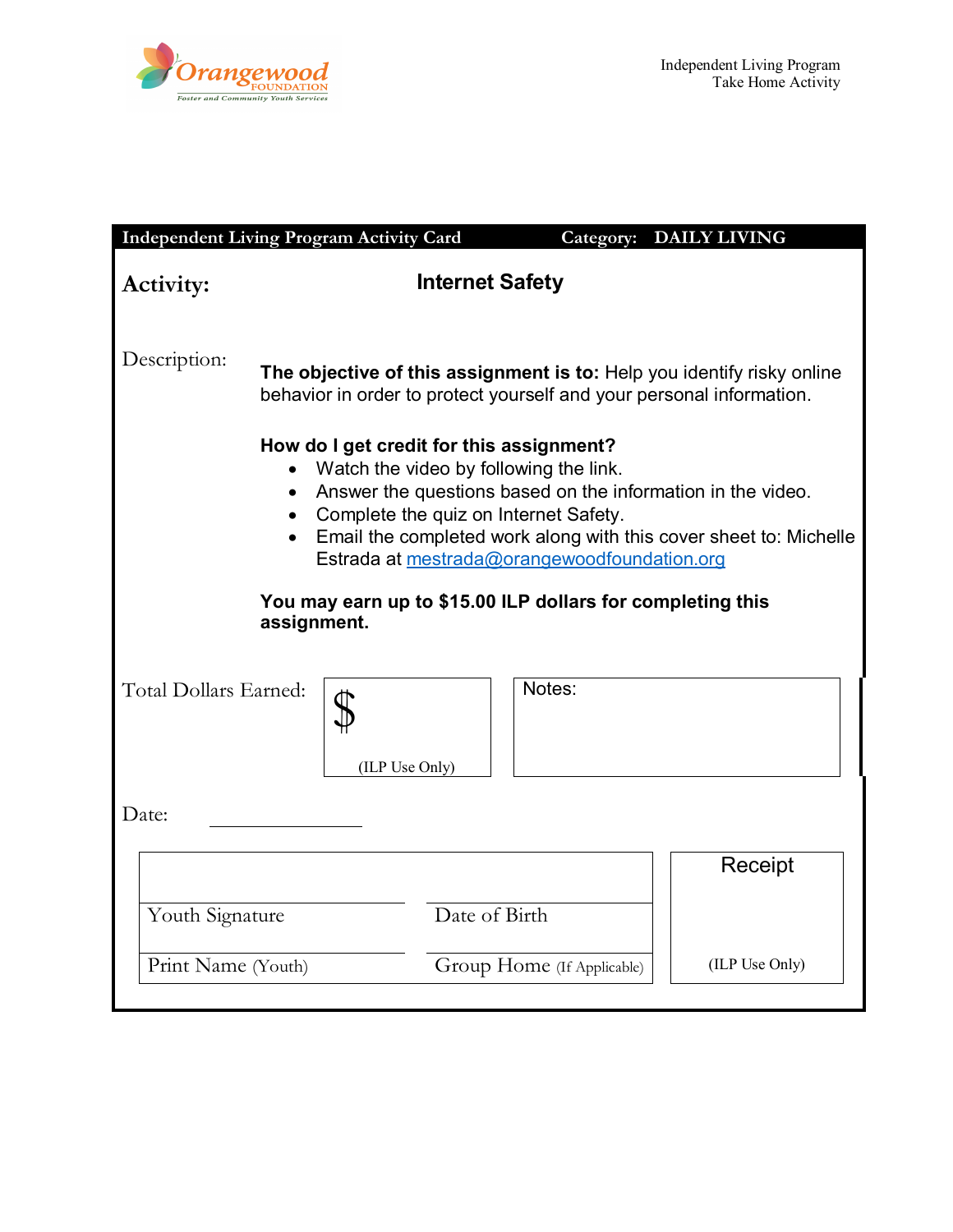Orangewood FOUNDATION
Foster and Community Youth Services

Independent Living Program
Take Home Activity

| Independent Living Program Activity Card | Category: DAILY LIVING |
|---|---|

**Activity:** **Internet Safety**

Description:

**The objective of this assignment is to:** Help you identify risky online behavior in order to protect yourself and your personal information.

**How do I get credit for this assignment?**

- Watch the video by following the link.
- Answer the questions based on the information in the video.
- Complete the quiz on Internet Safety.
- Email the completed work along with this cover sheet to: Michelle Estrada at mestrada@orangewoodfoundation.org

**You may earn up to $15.00 ILP dollars for completing this assignment.**

Total Dollars Earned: $ (ILP Use Only)

Notes:

Date: ______________

| | | Receipt |
|---|---|---|
| Youth Signature | Date of Birth | |
| Print Name (Youth) | Group Home (If Applicable) | (ILP Use Only) |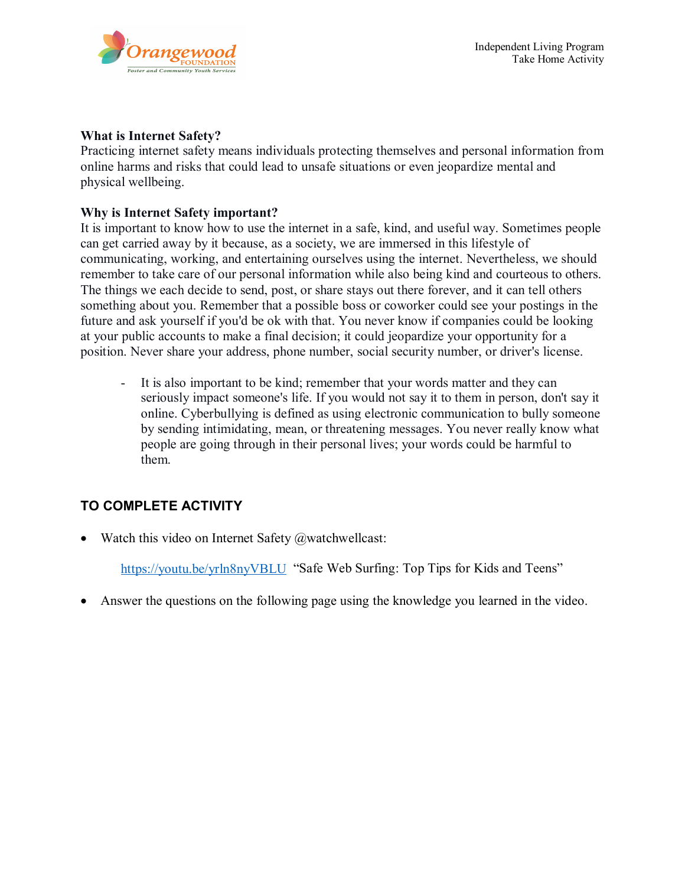**What is Internet Safety?**
Practicing internet safety means individuals protecting themselves and personal information from online harms and risks that could lead to unsafe situations or even jeopardize mental and physical wellbeing.

**Why is Internet Safety important?**
It is important to know how to use the internet in a safe, kind, and useful way. Sometimes people can get carried away by it because, as a society, we are immersed in this lifestyle of communicating, working, and entertaining ourselves using the internet. Nevertheless, we should remember to take care of our personal information while also being kind and courteous to others. The things we each decide to send, post, or share stays out there forever, and it can tell others something about you. Remember that a possible boss or coworker could see your postings in the future and ask yourself if you'd be ok with that. You never know if companies could be looking at your public accounts to make a final decision; it could jeopardize your opportunity for a position. Never share your address, phone number, social security number, or driver's license.

- It is also important to be kind; remember that your words matter and they can seriously impact someone's life. If you would not say it to them in person, don't say it online. Cyberbullying is defined as using electronic communication to bully someone by sending intimidating, mean, or threatening messages. You never really know what people are going through in their personal lives; your words could be harmful to them.

## TO COMPLETE ACTIVITY

- Watch this video on Internet Safety @watchwellcast:

  https://youtu.be/yrln8nyVBLU "Safe Web Surfing: Top Tips for Kids and Teens"

- Answer the questions on the following page using the knowledge you learned in the video.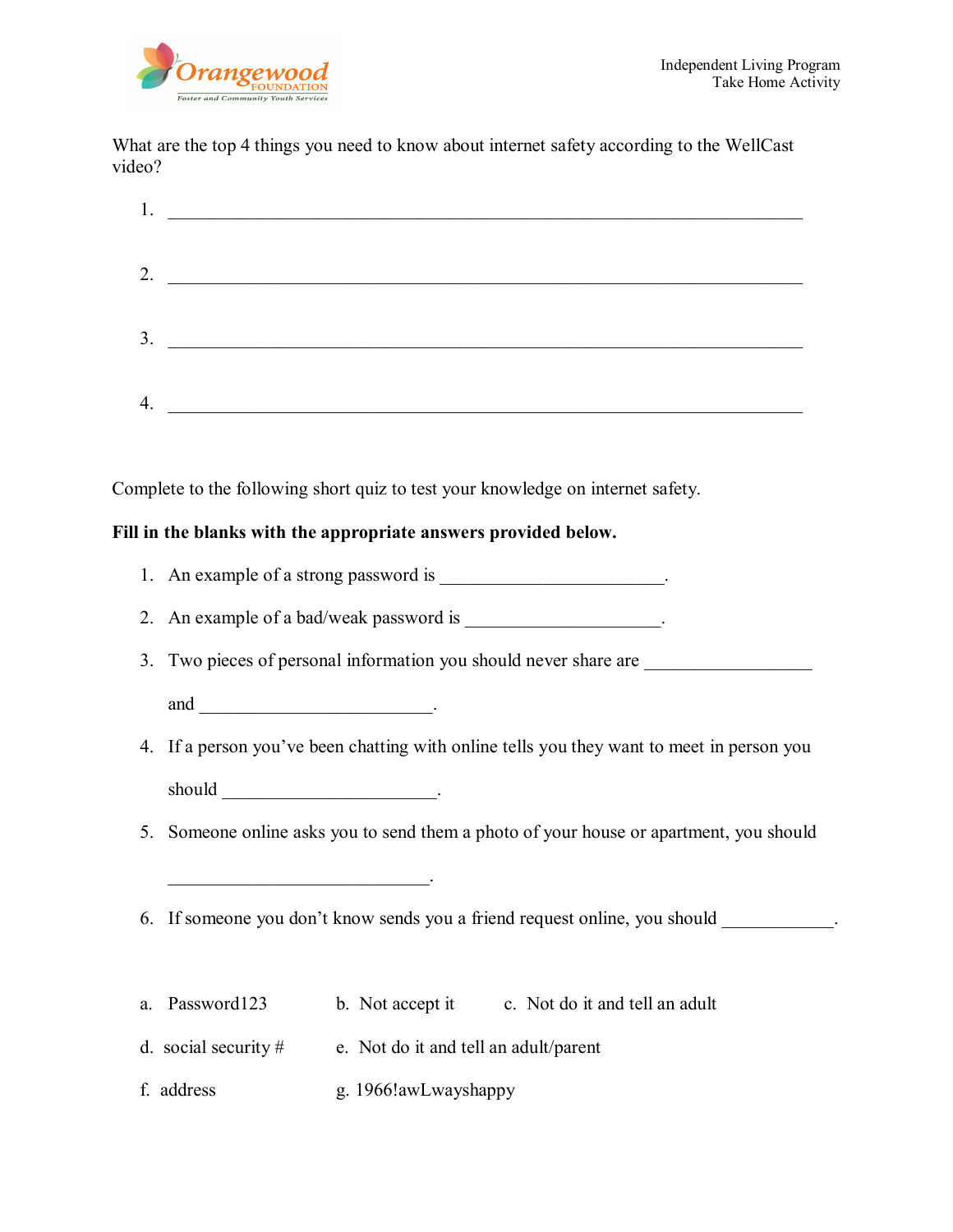What are the top 4 things you need to know about internet safety according to the WellCast video?

1. ______________________________________________________________________

2. ______________________________________________________________________

3. ______________________________________________________________________

4. ______________________________________________________________________

Complete to the following short quiz to test your knowledge on internet safety.

**Fill in the blanks with the appropriate answers provided below.**

1. An example of a strong password is ________________________.
2. An example of a bad/weak password is _____________________.
3. Two pieces of personal information you should never share are __________________ and _________________________.
4. If a person you've been chatting with online tells you they want to meet in person you should ______________________.
5. Someone online asks you to send them a photo of your house or apartment, you should ____________________________.
6. If someone you don't know sends you a friend request online, you should ____________.

a. Password123    b. Not accept it    c. Not do it and tell an adult

d. social security #    e. Not do it and tell an adult/parent

f. address    g. 1966!awLwayshappy